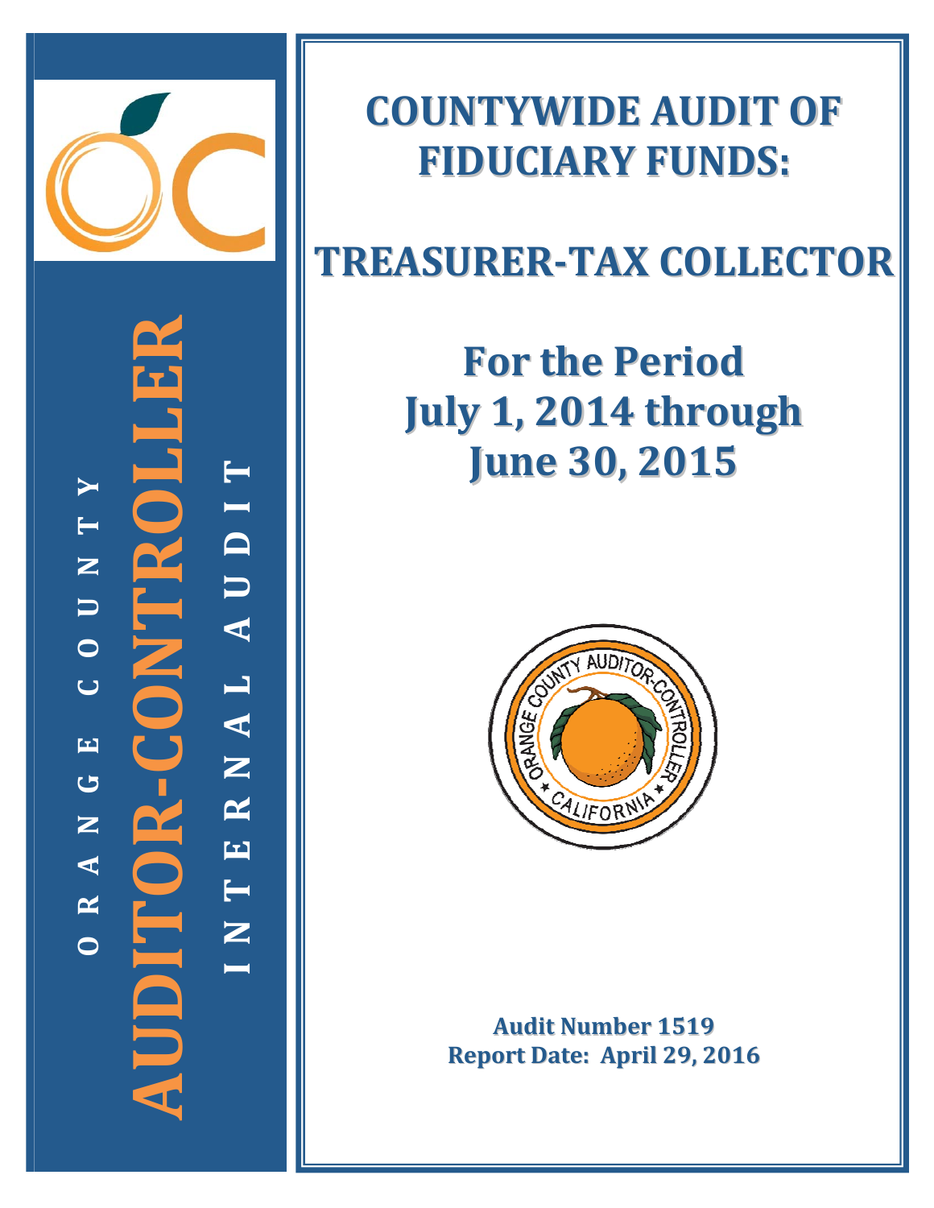ORANGE COUNTY

AUDITOR-CONTROLLER

INTERNAL AUDIT

# COUNTYWIDE AUDIT OF FIDUCIARY FUNDS:

# TREASURER-TAX COLLECTOR

## For the Period July 1, 2014 through June 30, 2015

**Audit Number 1519**
**Report Date: April 29, 2016**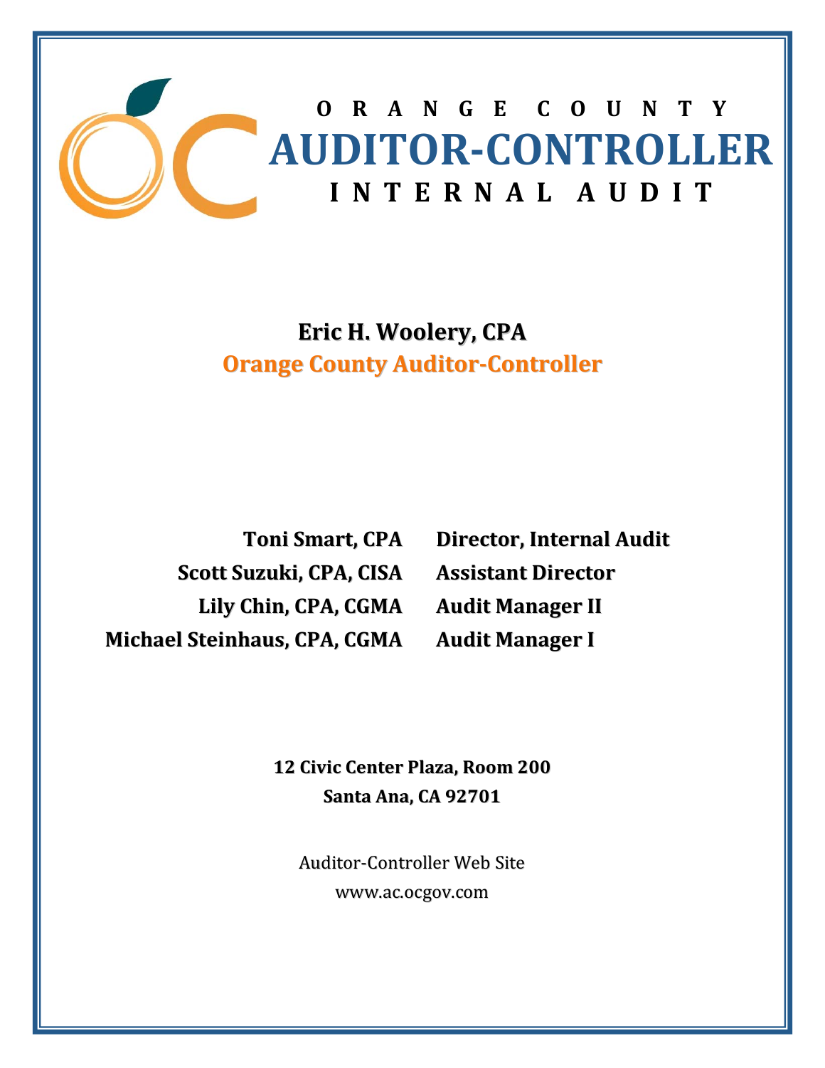# ORANGE COUNTY
# AUDITOR-CONTROLLER
# INTERNAL AUDIT

**Eric H. Woolery, CPA**
**Orange County Auditor-Controller**

| | |
|---|---|
| **Toni Smart, CPA** | **Director, Internal Audit** |
| **Scott Suzuki, CPA, CISA** | **Assistant Director** |
| **Lily Chin, CPA, CGMA** | **Audit Manager II** |
| **Michael Steinhaus, CPA, CGMA** | **Audit Manager I** |

**12 Civic Center Plaza, Room 200**
**Santa Ana, CA 92701**

Auditor-Controller Web Site
www.ac.ocgov.com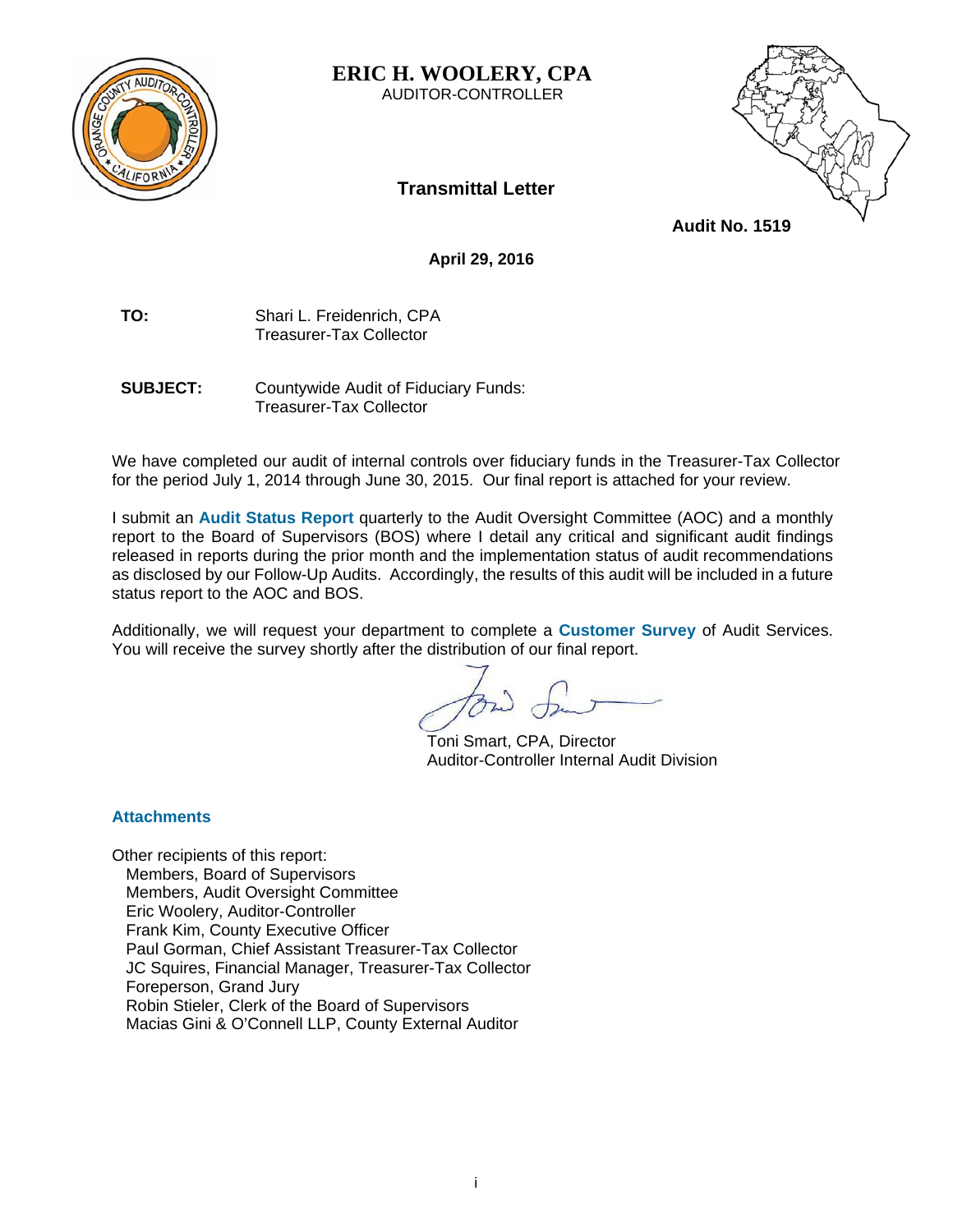# ERIC H. WOOLERY, CPA

AUDITOR-CONTROLLER

## Transmittal Letter

**Audit No. 1519**

**April 29, 2016**

**TO:** Shari L. Freidenrich, CPA
Treasurer-Tax Collector

**SUBJECT:** Countywide Audit of Fiduciary Funds:
Treasurer-Tax Collector

We have completed our audit of internal controls over fiduciary funds in the Treasurer-Tax Collector for the period July 1, 2014 through June 30, 2015. Our final report is attached for your review.

I submit an **Audit Status Report** quarterly to the Audit Oversight Committee (AOC) and a monthly report to the Board of Supervisors (BOS) where I detail any critical and significant audit findings released in reports during the prior month and the implementation status of audit recommendations as disclosed by our Follow-Up Audits. Accordingly, the results of this audit will be included in a future status report to the AOC and BOS.

Additionally, we will request your department to complete a **Customer Survey** of Audit Services. You will receive the survey shortly after the distribution of our final report.

Toni Smart, CPA, Director
Auditor-Controller Internal Audit Division

**Attachments**

Other recipients of this report:
- Members, Board of Supervisors
- Members, Audit Oversight Committee
- Eric Woolery, Auditor-Controller
- Frank Kim, County Executive Officer
- Paul Gorman, Chief Assistant Treasurer-Tax Collector
- JC Squires, Financial Manager, Treasurer-Tax Collector
- Foreperson, Grand Jury
- Robin Stieler, Clerk of the Board of Supervisors
- Macias Gini & O'Connell LLP, County External Auditor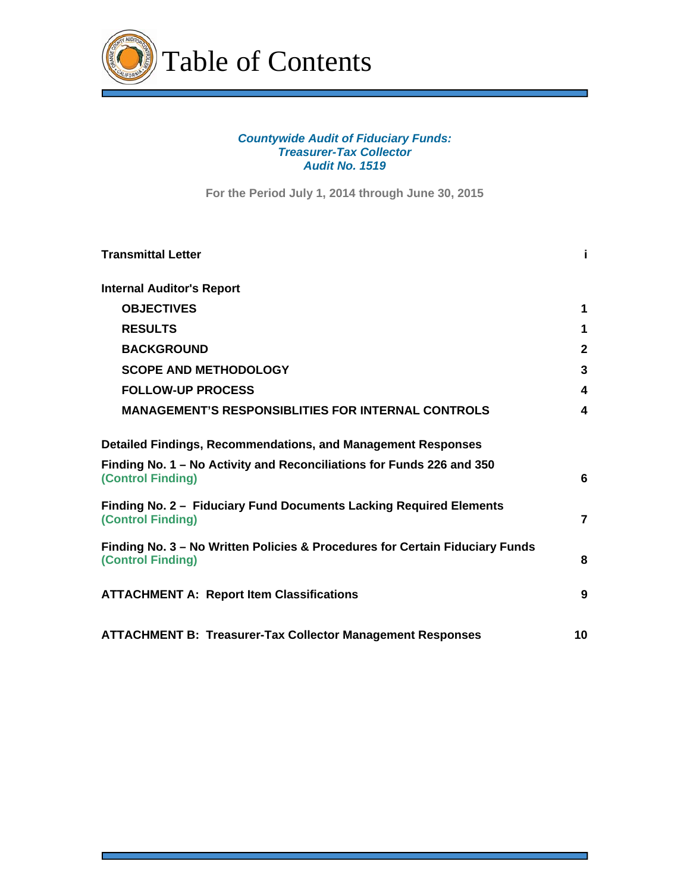# Table of Contents

***Countywide Audit of Fiduciary Funds: Treasurer-Tax Collector Audit No. 1519***

**For the Period July 1, 2014 through June 30, 2015**

| | |
|---|---|
| **Transmittal Letter** | **i** |
| **Internal Auditor's Report** | |
| **OBJECTIVES** | **1** |
| **RESULTS** | **1** |
| **BACKGROUND** | **2** |
| **SCOPE AND METHODOLOGY** | **3** |
| **FOLLOW-UP PROCESS** | **4** |
| **MANAGEMENT'S RESPONSIBLITIES FOR INTERNAL CONTROLS** | **4** |
| **Detailed Findings, Recommendations, and Management Responses** | |
| **Finding No. 1 – No Activity and Reconciliations for Funds 226 and 350 (Control Finding)** | **6** |
| **Finding No. 2 – Fiduciary Fund Documents Lacking Required Elements (Control Finding)** | **7** |
| **Finding No. 3 – No Written Policies & Procedures for Certain Fiduciary Funds (Control Finding)** | **8** |
| **ATTACHMENT A: Report Item Classifications** | **9** |
| **ATTACHMENT B: Treasurer-Tax Collector Management Responses** | **10** |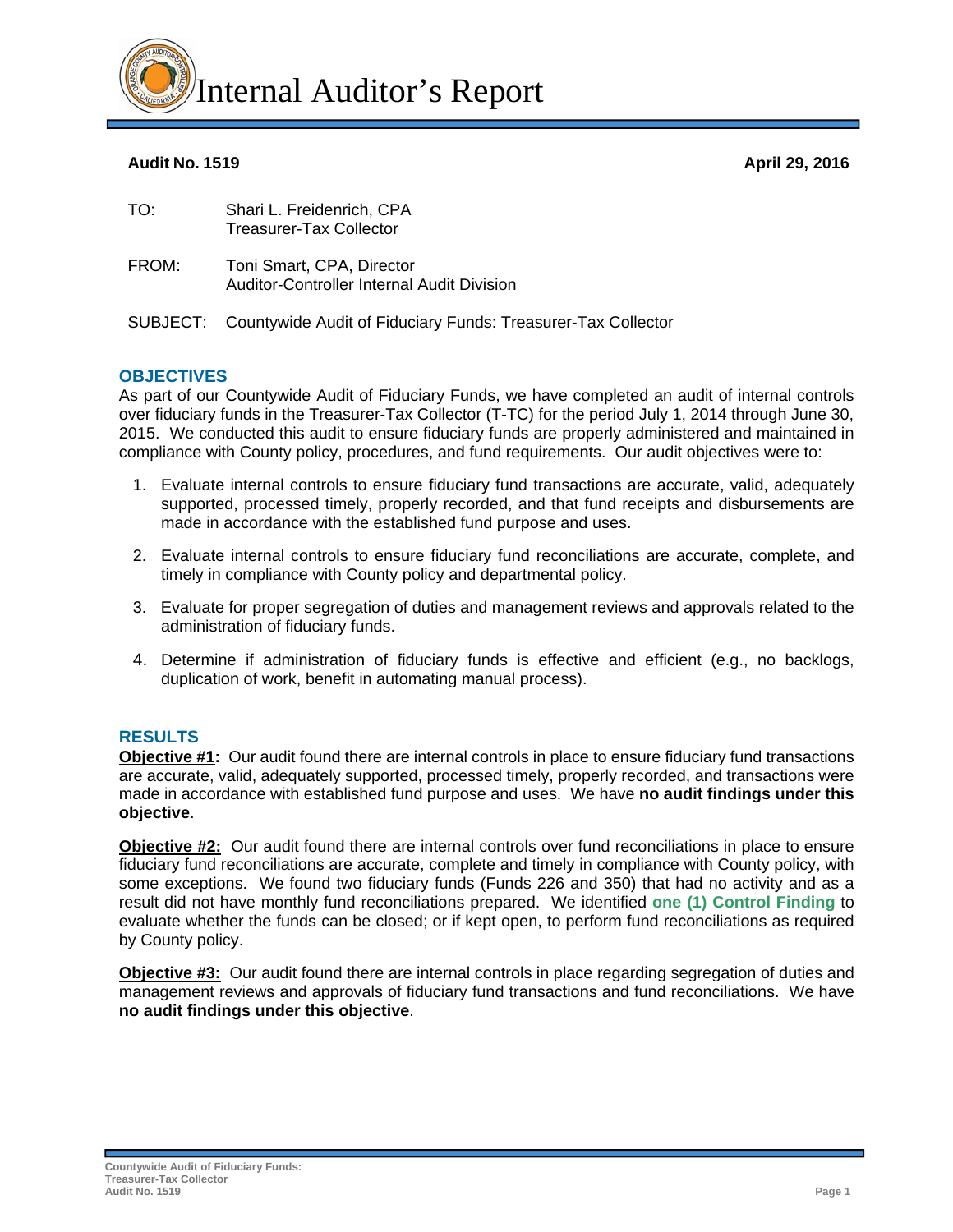# Internal Auditor's Report

**Audit No. 1519** **April 29, 2016**

TO: Shari L. Freidenrich, CPA
Treasurer-Tax Collector

FROM: Toni Smart, CPA, Director
Auditor-Controller Internal Audit Division

SUBJECT: Countywide Audit of Fiduciary Funds: Treasurer-Tax Collector

## OBJECTIVES

As part of our Countywide Audit of Fiduciary Funds, we have completed an audit of internal controls over fiduciary funds in the Treasurer-Tax Collector (T-TC) for the period July 1, 2014 through June 30, 2015. We conducted this audit to ensure fiduciary funds are properly administered and maintained in compliance with County policy, procedures, and fund requirements. Our audit objectives were to:

1. Evaluate internal controls to ensure fiduciary fund transactions are accurate, valid, adequately supported, processed timely, properly recorded, and that fund receipts and disbursements are made in accordance with the established fund purpose and uses.
2. Evaluate internal controls to ensure fiduciary fund reconciliations are accurate, complete, and timely in compliance with County policy and departmental policy.
3. Evaluate for proper segregation of duties and management reviews and approvals related to the administration of fiduciary funds.
4. Determine if administration of fiduciary funds is effective and efficient (e.g., no backlogs, duplication of work, benefit in automating manual process).

## RESULTS

**Objective #1:** Our audit found there are internal controls in place to ensure fiduciary fund transactions are accurate, valid, adequately supported, processed timely, properly recorded, and transactions were made in accordance with established fund purpose and uses. We have **no audit findings under this objective**.

**Objective #2:** Our audit found there are internal controls over fund reconciliations in place to ensure fiduciary fund reconciliations are accurate, complete and timely in compliance with County policy, with some exceptions. We found two fiduciary funds (Funds 226 and 350) that had no activity and as a result did not have monthly fund reconciliations prepared. We identified **one (1) Control Finding** to evaluate whether the funds can be closed; or if kept open, to perform fund reconciliations as required by County policy.

**Objective #3:** Our audit found there are internal controls in place regarding segregation of duties and management reviews and approvals of fiduciary fund transactions and fund reconciliations. We have **no audit findings under this objective**.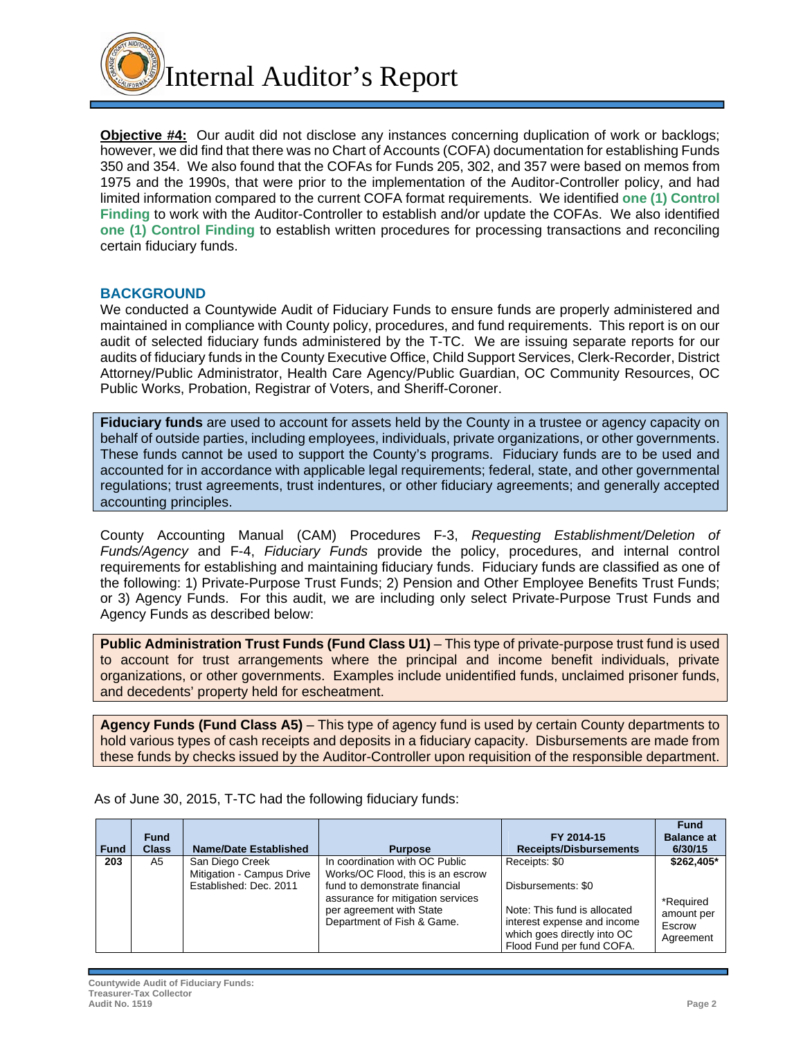**Objective #4:** Our audit did not disclose any instances concerning duplication of work or backlogs; however, we did find that there was no Chart of Accounts (COFA) documentation for establishing Funds 350 and 354. We also found that the COFAs for Funds 205, 302, and 357 were based on memos from 1975 and the 1990s, that were prior to the implementation of the Auditor-Controller policy, and had limited information compared to the current COFA format requirements. We identified **one (1) Control Finding** to work with the Auditor-Controller to establish and/or update the COFAs. We also identified **one (1) Control Finding** to establish written procedures for processing transactions and reconciling certain fiduciary funds.

## BACKGROUND

We conducted a Countywide Audit of Fiduciary Funds to ensure funds are properly administered and maintained in compliance with County policy, procedures, and fund requirements. This report is on our audit of selected fiduciary funds administered by the T-TC. We are issuing separate reports for our audits of fiduciary funds in the County Executive Office, Child Support Services, Clerk-Recorder, District Attorney/Public Administrator, Health Care Agency/Public Guardian, OC Community Resources, OC Public Works, Probation, Registrar of Voters, and Sheriff-Coroner.

**Fiduciary funds** are used to account for assets held by the County in a trustee or agency capacity on behalf of outside parties, including employees, individuals, private organizations, or other governments. These funds cannot be used to support the County's programs. Fiduciary funds are to be used and accounted for in accordance with applicable legal requirements; federal, state, and other governmental regulations; trust agreements, trust indentures, or other fiduciary agreements; and generally accepted accounting principles.

County Accounting Manual (CAM) Procedures F-3, *Requesting Establishment/Deletion of Funds/Agency* and F-4, *Fiduciary Funds* provide the policy, procedures, and internal control requirements for establishing and maintaining fiduciary funds. Fiduciary funds are classified as one of the following: 1) Private-Purpose Trust Funds; 2) Pension and Other Employee Benefits Trust Funds; or 3) Agency Funds. For this audit, we are including only select Private-Purpose Trust Funds and Agency Funds as described below:

**Public Administration Trust Funds (Fund Class U1)** – This type of private-purpose trust fund is used to account for trust arrangements where the principal and income benefit individuals, private organizations, or other governments. Examples include unidentified funds, unclaimed prisoner funds, and decedents' property held for escheatment.

**Agency Funds (Fund Class A5)** – This type of agency fund is used by certain County departments to hold various types of cash receipts and deposits in a fiduciary capacity. Disbursements are made from these funds by checks issued by the Auditor-Controller upon requisition of the responsible department.

As of June 30, 2015, T-TC had the following fiduciary funds:

| Fund | Fund Class | Name/Date Established | Purpose | FY 2014-15 Receipts/Disbursements | Fund Balance at 6/30/15 |
|---|---|---|---|---|---|
| 203 | A5 | San Diego Creek Mitigation - Campus Drive Established: Dec. 2011 | In coordination with OC Public Works/OC Flood, this is an escrow fund to demonstrate financial assurance for mitigation services per agreement with State Department of Fish & Game. | Receipts: $0<br><br>Disbursements: $0<br><br>Note: This fund is allocated interest expense and income which goes directly into OC Flood Fund per fund COFA. | **$262,405***<br><br>*Required amount per Escrow Agreement |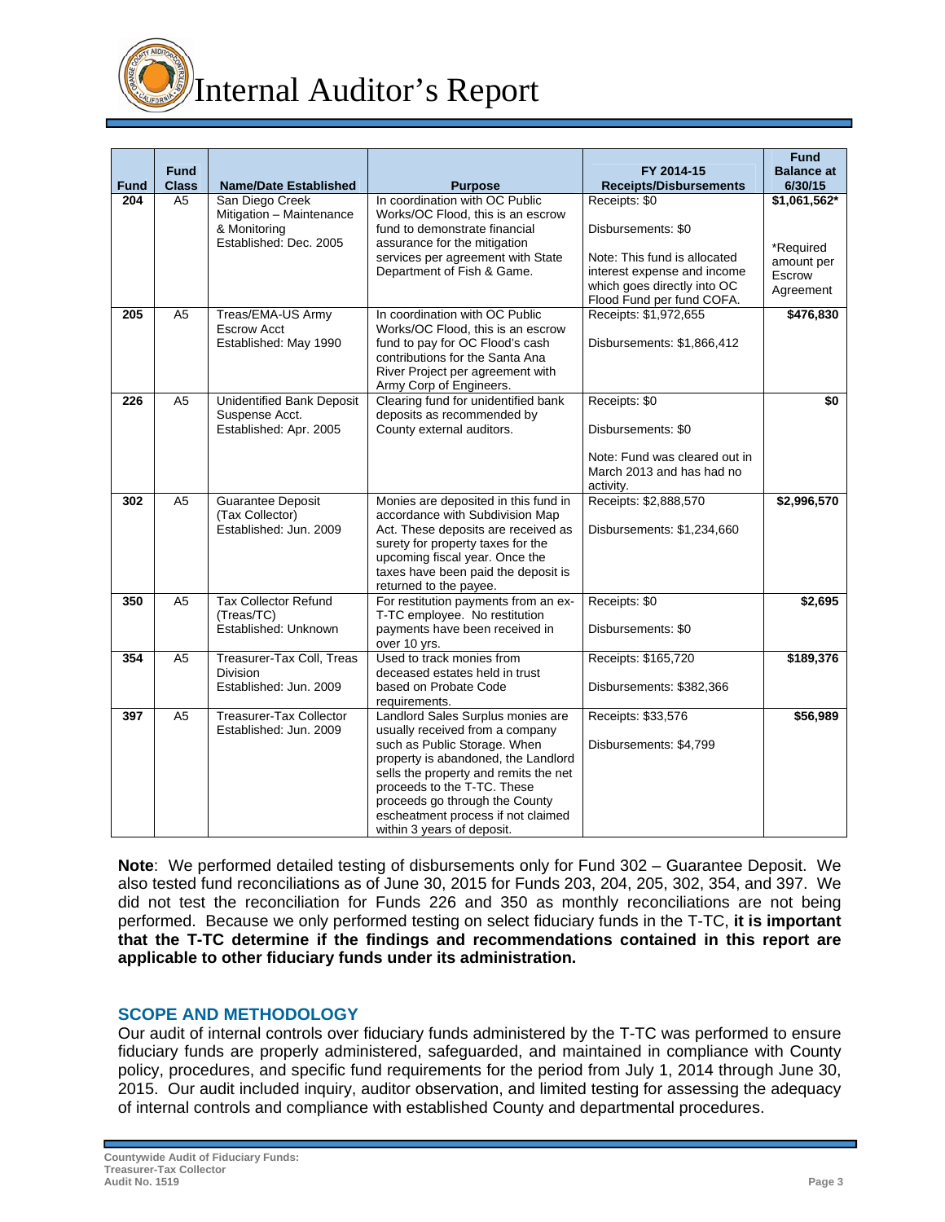# Internal Auditor's Report

| Fund | Fund Class | Name/Date Established | Purpose | FY 2014-15 Receipts/Disbursements | Fund Balance at 6/30/15 |
|---|---|---|---|---|---|
| 204 | A5 | San Diego Creek Mitigation – Maintenance & Monitoring Established: Dec. 2005 | In coordination with OC Public Works/OC Flood, this is an escrow fund to demonstrate financial assurance for the mitigation services per agreement with State Department of Fish & Game. | Receipts: $0<br><br>Disbursements: $0<br><br>Note: This fund is allocated interest expense and income which goes directly into OC Flood Fund per fund COFA. | $1,061,562*<br><br>*Required amount per Escrow Agreement |
| 205 | A5 | Treas/EMA-US Army Escrow Acct Established: May 1990 | In coordination with OC Public Works/OC Flood, this is an escrow fund to pay for OC Flood's cash contributions for the Santa Ana River Project per agreement with Army Corp of Engineers. | Receipts: $1,972,655<br><br>Disbursements: $1,866,412 | $476,830 |
| 226 | A5 | Unidentified Bank Deposit Suspense Acct. Established: Apr. 2005 | Clearing fund for unidentified bank deposits as recommended by County external auditors. | Receipts: $0<br><br>Disbursements: $0<br><br>Note: Fund was cleared out in March 2013 and has had no activity. | $0 |
| 302 | A5 | Guarantee Deposit (Tax Collector) Established: Jun. 2009 | Monies are deposited in this fund in accordance with Subdivision Map Act. These deposits are received as surety for property taxes for the upcoming fiscal year. Once the taxes have been paid the deposit is returned to the payee. | Receipts: $2,888,570<br><br>Disbursements: $1,234,660 | $2,996,570 |
| 350 | A5 | Tax Collector Refund (Treas/TC) Established: Unknown | For restitution payments from an ex-T-TC employee. No restitution payments have been received in over 10 yrs. | Receipts: $0<br><br>Disbursements: $0 | $2,695 |
| 354 | A5 | Treasurer-Tax Coll, Treas Division Established: Jun. 2009 | Used to track monies from deceased estates held in trust based on Probate Code requirements. | Receipts: $165,720<br><br>Disbursements: $382,366 | $189,376 |
| 397 | A5 | Treasurer-Tax Collector Established: Jun. 2009 | Landlord Sales Surplus monies are usually received from a company such as Public Storage. When property is abandoned, the Landlord sells the property and remits the net proceeds to the T-TC. These proceeds go through the County escheatment process if not claimed within 3 years of deposit. | Receipts: $33,576<br><br>Disbursements: $4,799 | $56,989 |

**Note**: We performed detailed testing of disbursements only for Fund 302 – Guarantee Deposit. We also tested fund reconciliations as of June 30, 2015 for Funds 203, 204, 205, 302, 354, and 397. We did not test the reconciliation for Funds 226 and 350 as monthly reconciliations are not being performed. Because we only performed testing on select fiduciary funds in the T-TC, **it is important that the T-TC determine if the findings and recommendations contained in this report are applicable to other fiduciary funds under its administration.**

## SCOPE AND METHODOLOGY

Our audit of internal controls over fiduciary funds administered by the T-TC was performed to ensure fiduciary funds are properly administered, safeguarded, and maintained in compliance with County policy, procedures, and specific fund requirements for the period from July 1, 2014 through June 30, 2015. Our audit included inquiry, auditor observation, and limited testing for assessing the adequacy of internal controls and compliance with established County and departmental procedures.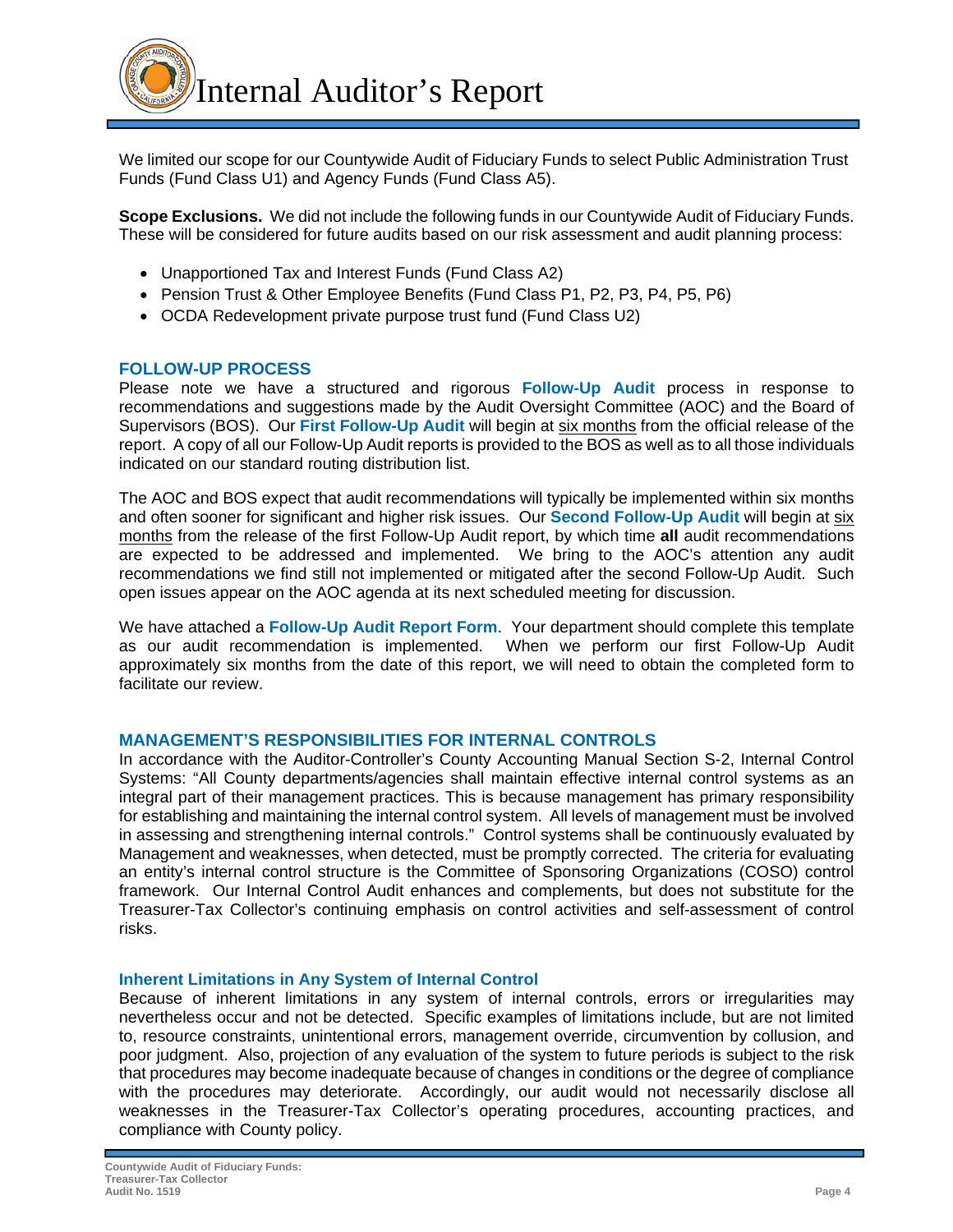We limited our scope for our Countywide Audit of Fiduciary Funds to select Public Administration Trust Funds (Fund Class U1) and Agency Funds (Fund Class A5).

**Scope Exclusions.** We did not include the following funds in our Countywide Audit of Fiduciary Funds. These will be considered for future audits based on our risk assessment and audit planning process:

- Unapportioned Tax and Interest Funds (Fund Class A2)
- Pension Trust & Other Employee Benefits (Fund Class P1, P2, P3, P4, P5, P6)
- OCDA Redevelopment private purpose trust fund (Fund Class U2)

## FOLLOW-UP PROCESS

Please note we have a structured and rigorous **Follow-Up Audit** process in response to recommendations and suggestions made by the Audit Oversight Committee (AOC) and the Board of Supervisors (BOS). Our **First Follow-Up Audit** will begin at six months from the official release of the report. A copy of all our Follow-Up Audit reports is provided to the BOS as well as to all those individuals indicated on our standard routing distribution list.

The AOC and BOS expect that audit recommendations will typically be implemented within six months and often sooner for significant and higher risk issues. Our **Second Follow-Up Audit** will begin at six months from the release of the first Follow-Up Audit report, by which time **all** audit recommendations are expected to be addressed and implemented. We bring to the AOC's attention any audit recommendations we find still not implemented or mitigated after the second Follow-Up Audit. Such open issues appear on the AOC agenda at its next scheduled meeting for discussion.

We have attached a **Follow-Up Audit Report Form**. Your department should complete this template as our audit recommendation is implemented. When we perform our first Follow-Up Audit approximately six months from the date of this report, we will need to obtain the completed form to facilitate our review.

## MANAGEMENT'S RESPONSIBILITIES FOR INTERNAL CONTROLS

In accordance with the Auditor-Controller's County Accounting Manual Section S-2, Internal Control Systems: "All County departments/agencies shall maintain effective internal control systems as an integral part of their management practices. This is because management has primary responsibility for establishing and maintaining the internal control system. All levels of management must be involved in assessing and strengthening internal controls." Control systems shall be continuously evaluated by Management and weaknesses, when detected, must be promptly corrected. The criteria for evaluating an entity's internal control structure is the Committee of Sponsoring Organizations (COSO) control framework. Our Internal Control Audit enhances and complements, but does not substitute for the Treasurer-Tax Collector's continuing emphasis on control activities and self-assessment of control risks.

### Inherent Limitations in Any System of Internal Control

Because of inherent limitations in any system of internal controls, errors or irregularities may nevertheless occur and not be detected. Specific examples of limitations include, but are not limited to, resource constraints, unintentional errors, management override, circumvention by collusion, and poor judgment. Also, projection of any evaluation of the system to future periods is subject to the risk that procedures may become inadequate because of changes in conditions or the degree of compliance with the procedures may deteriorate. Accordingly, our audit would not necessarily disclose all weaknesses in the Treasurer-Tax Collector's operating procedures, accounting practices, and compliance with County policy.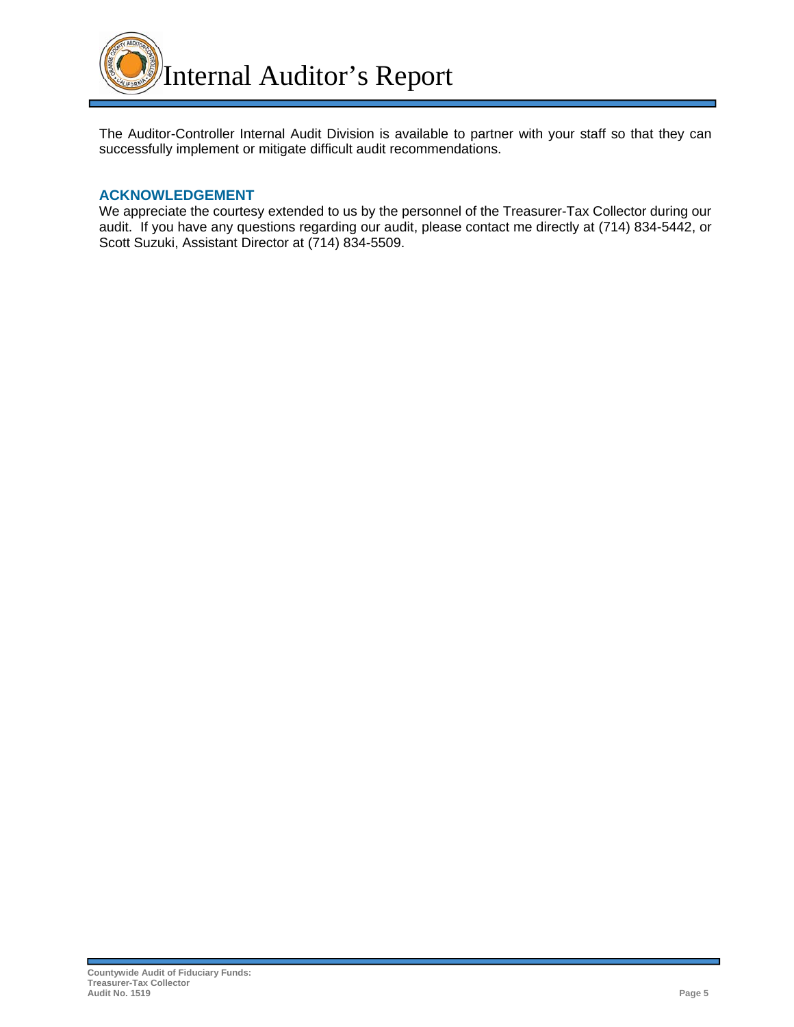The Auditor-Controller Internal Audit Division is available to partner with your staff so that they can successfully implement or mitigate difficult audit recommendations.

## ACKNOWLEDGEMENT

We appreciate the courtesy extended to us by the personnel of the Treasurer-Tax Collector during our audit. If you have any questions regarding our audit, please contact me directly at (714) 834-5442, or Scott Suzuki, Assistant Director at (714) 834-5509.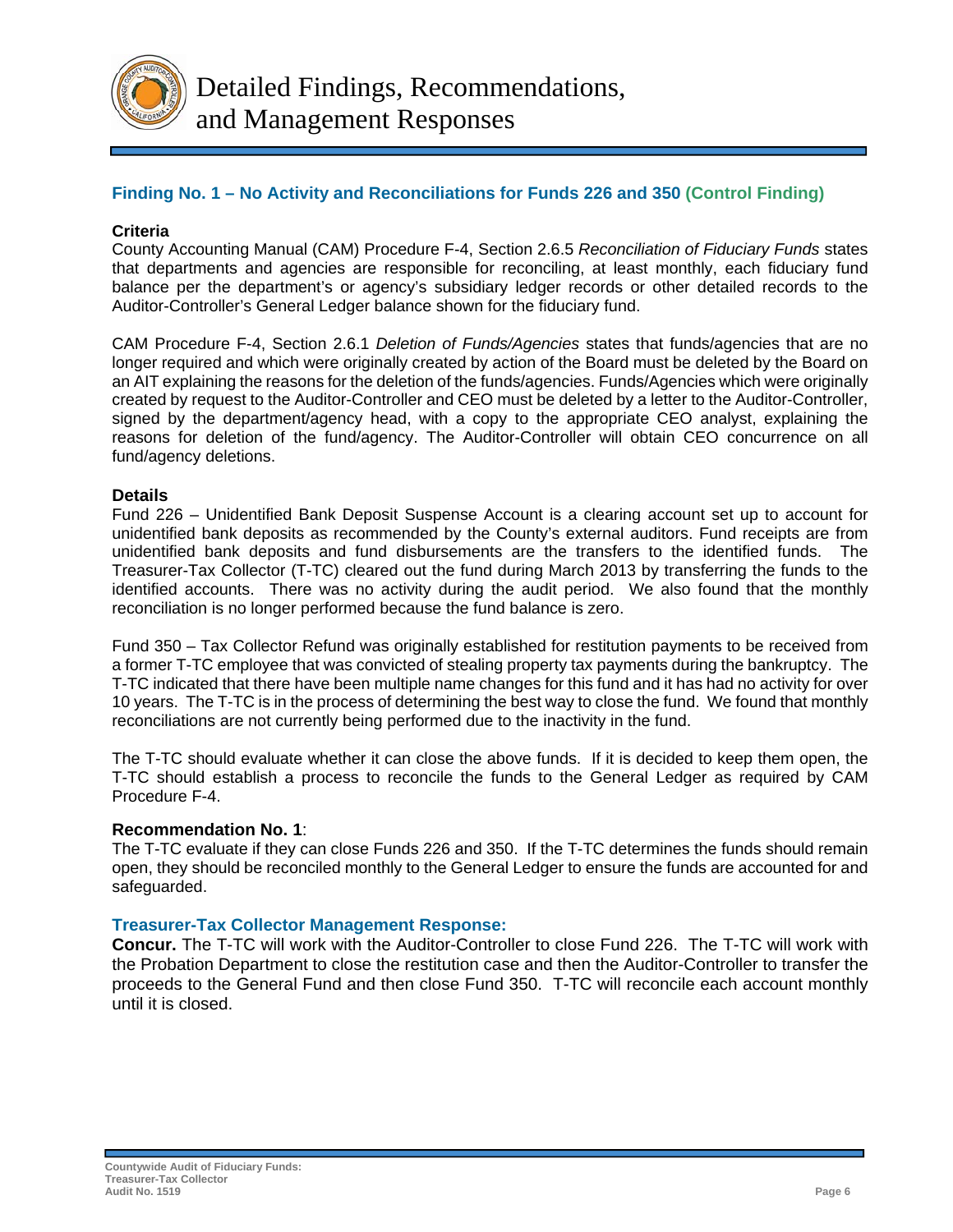# Detailed Findings, Recommendations, and Management Responses

### Finding No. 1 – No Activity and Reconciliations for Funds 226 and 350 (Control Finding)

**Criteria**
County Accounting Manual (CAM) Procedure F-4, Section 2.6.5 *Reconciliation of Fiduciary Funds* states that departments and agencies are responsible for reconciling, at least monthly, each fiduciary fund balance per the department's or agency's subsidiary ledger records or other detailed records to the Auditor-Controller's General Ledger balance shown for the fiduciary fund.

CAM Procedure F-4, Section 2.6.1 *Deletion of Funds/Agencies* states that funds/agencies that are no longer required and which were originally created by action of the Board must be deleted by the Board on an AIT explaining the reasons for the deletion of the funds/agencies. Funds/Agencies which were originally created by request to the Auditor-Controller and CEO must be deleted by a letter to the Auditor-Controller, signed by the department/agency head, with a copy to the appropriate CEO analyst, explaining the reasons for deletion of the fund/agency. The Auditor-Controller will obtain CEO concurrence on all fund/agency deletions.

**Details**
Fund 226 – Unidentified Bank Deposit Suspense Account is a clearing account set up to account for unidentified bank deposits as recommended by the County's external auditors. Fund receipts are from unidentified bank deposits and fund disbursements are the transfers to the identified funds. The Treasurer-Tax Collector (T-TC) cleared out the fund during March 2013 by transferring the funds to the identified accounts. There was no activity during the audit period. We also found that the monthly reconciliation is no longer performed because the fund balance is zero.

Fund 350 – Tax Collector Refund was originally established for restitution payments to be received from a former T-TC employee that was convicted of stealing property tax payments during the bankruptcy. The T-TC indicated that there have been multiple name changes for this fund and it has had no activity for over 10 years. The T-TC is in the process of determining the best way to close the fund. We found that monthly reconciliations are not currently being performed due to the inactivity in the fund.

The T-TC should evaluate whether it can close the above funds. If it is decided to keep them open, the T-TC should establish a process to reconcile the funds to the General Ledger as required by CAM Procedure F-4.

**Recommendation No. 1**:
The T-TC evaluate if they can close Funds 226 and 350. If the T-TC determines the funds should remain open, they should be reconciled monthly to the General Ledger to ensure the funds are accounted for and safeguarded.

**Treasurer-Tax Collector Management Response:**
**Concur.** The T-TC will work with the Auditor-Controller to close Fund 226. The T-TC will work with the Probation Department to close the restitution case and then the Auditor-Controller to transfer the proceeds to the General Fund and then close Fund 350. T-TC will reconcile each account monthly until it is closed.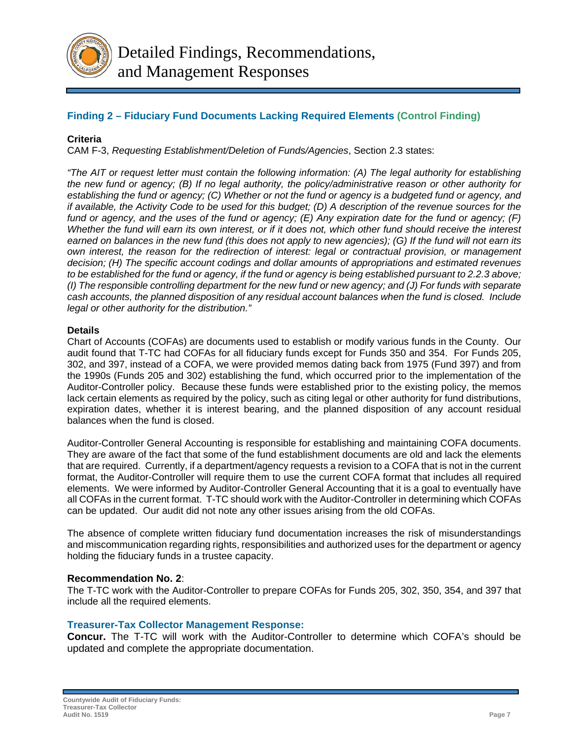# Detailed Findings, Recommendations, and Management Responses

## Finding 2 – Fiduciary Fund Documents Lacking Required Elements (Control Finding)

**Criteria**

CAM F-3, *Requesting Establishment/Deletion of Funds/Agencies*, Section 2.3 states:

*"The AIT or request letter must contain the following information: (A) The legal authority for establishing the new fund or agency; (B) If no legal authority, the policy/administrative reason or other authority for establishing the fund or agency; (C) Whether or not the fund or agency is a budgeted fund or agency, and if available, the Activity Code to be used for this budget; (D) A description of the revenue sources for the fund or agency, and the uses of the fund or agency; (E) Any expiration date for the fund or agency; (F) Whether the fund will earn its own interest, or if it does not, which other fund should receive the interest earned on balances in the new fund (this does not apply to new agencies); (G) If the fund will not earn its own interest, the reason for the redirection of interest: legal or contractual provision, or management decision; (H) The specific account codings and dollar amounts of appropriations and estimated revenues to be established for the fund or agency, if the fund or agency is being established pursuant to 2.2.3 above; (I) The responsible controlling department for the new fund or new agency; and (J) For funds with separate cash accounts, the planned disposition of any residual account balances when the fund is closed. Include legal or other authority for the distribution."*

**Details**

Chart of Accounts (COFAs) are documents used to establish or modify various funds in the County. Our audit found that T-TC had COFAs for all fiduciary funds except for Funds 350 and 354. For Funds 205, 302, and 397, instead of a COFA, we were provided memos dating back from 1975 (Fund 397) and from the 1990s (Funds 205 and 302) establishing the fund, which occurred prior to the implementation of the Auditor-Controller policy. Because these funds were established prior to the existing policy, the memos lack certain elements as required by the policy, such as citing legal or other authority for fund distributions, expiration dates, whether it is interest bearing, and the planned disposition of any account residual balances when the fund is closed.

Auditor-Controller General Accounting is responsible for establishing and maintaining COFA documents. They are aware of the fact that some of the fund establishment documents are old and lack the elements that are required. Currently, if a department/agency requests a revision to a COFA that is not in the current format, the Auditor-Controller will require them to use the current COFA format that includes all required elements. We were informed by Auditor-Controller General Accounting that it is a goal to eventually have all COFAs in the current format. T-TC should work with the Auditor-Controller in determining which COFAs can be updated. Our audit did not note any other issues arising from the old COFAs.

The absence of complete written fiduciary fund documentation increases the risk of misunderstandings and miscommunication regarding rights, responsibilities and authorized uses for the department or agency holding the fiduciary funds in a trustee capacity.

**Recommendation No. 2**:

The T-TC work with the Auditor-Controller to prepare COFAs for Funds 205, 302, 350, 354, and 397 that include all the required elements.

### Treasurer-Tax Collector Management Response:

**Concur.** The T-TC will work with the Auditor-Controller to determine which COFA's should be updated and complete the appropriate documentation.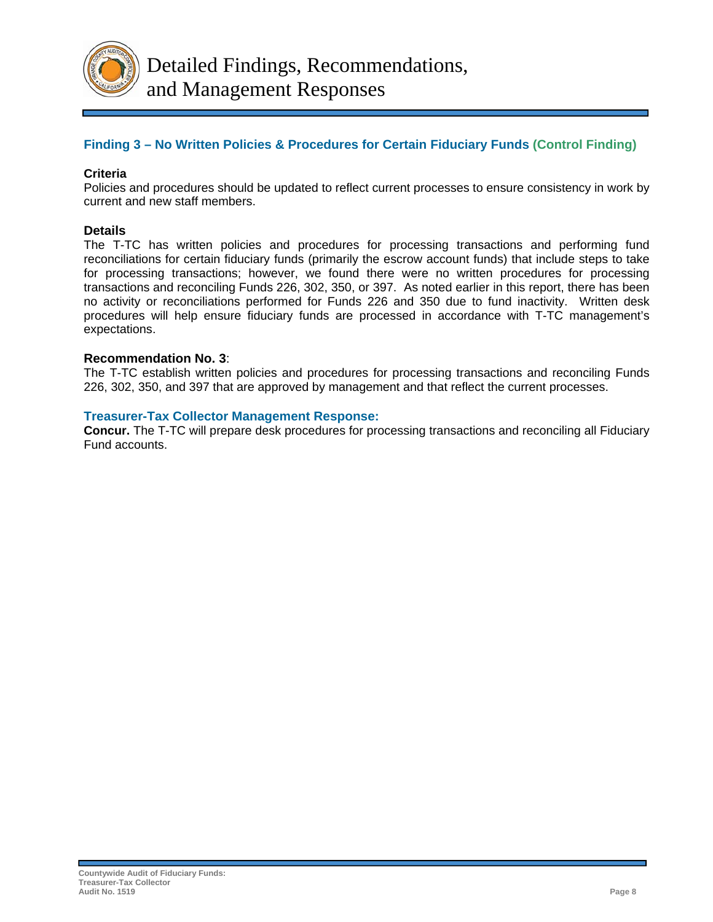# Detailed Findings, Recommendations, and Management Responses

### Finding 3 – No Written Policies & Procedures for Certain Fiduciary Funds (Control Finding)

**Criteria**

Policies and procedures should be updated to reflect current processes to ensure consistency in work by current and new staff members.

**Details**

The T-TC has written policies and procedures for processing transactions and performing fund reconciliations for certain fiduciary funds (primarily the escrow account funds) that include steps to take for processing transactions; however, we found there were no written procedures for processing transactions and reconciling Funds 226, 302, 350, or 397. As noted earlier in this report, there has been no activity or reconciliations performed for Funds 226 and 350 due to fund inactivity. Written desk procedures will help ensure fiduciary funds are processed in accordance with T-TC management's expectations.

**Recommendation No. 3**:

The T-TC establish written policies and procedures for processing transactions and reconciling Funds 226, 302, 350, and 397 that are approved by management and that reflect the current processes.

**Treasurer-Tax Collector Management Response:**

**Concur.** The T-TC will prepare desk procedures for processing transactions and reconciling all Fiduciary Fund accounts.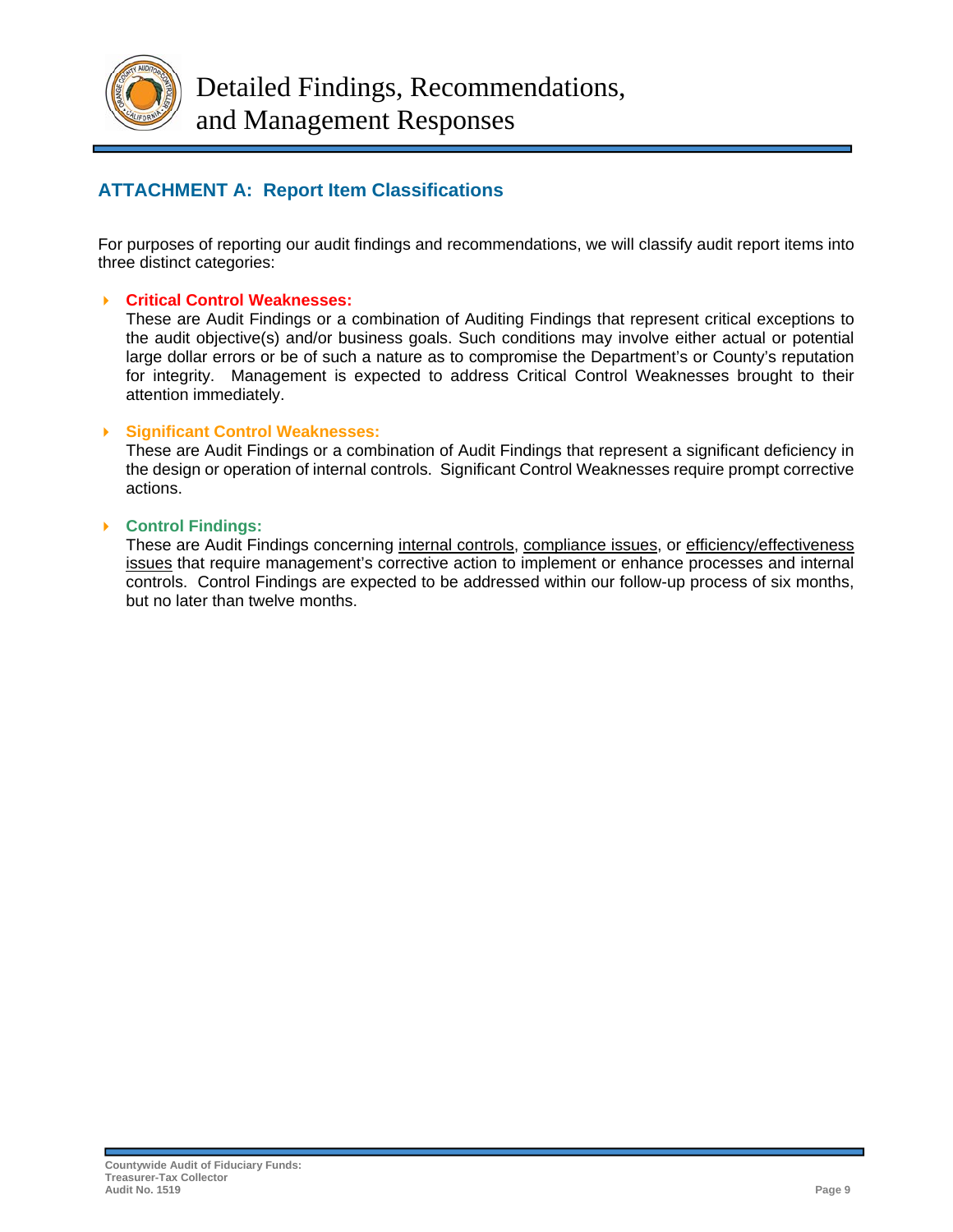# Detailed Findings, Recommendations, and Management Responses

## ATTACHMENT A: Report Item Classifications

For purposes of reporting our audit findings and recommendations, we will classify audit report items into three distinct categories:

- **Critical Control Weaknesses:**
  These are Audit Findings or a combination of Auditing Findings that represent critical exceptions to the audit objective(s) and/or business goals. Such conditions may involve either actual or potential large dollar errors or be of such a nature as to compromise the Department's or County's reputation for integrity. Management is expected to address Critical Control Weaknesses brought to their attention immediately.

- **Significant Control Weaknesses:**
  These are Audit Findings or a combination of Audit Findings that represent a significant deficiency in the design or operation of internal controls. Significant Control Weaknesses require prompt corrective actions.

- **Control Findings:**
  These are Audit Findings concerning internal controls, compliance issues, or efficiency/effectiveness issues that require management's corrective action to implement or enhance processes and internal controls. Control Findings are expected to be addressed within our follow-up process of six months, but no later than twelve months.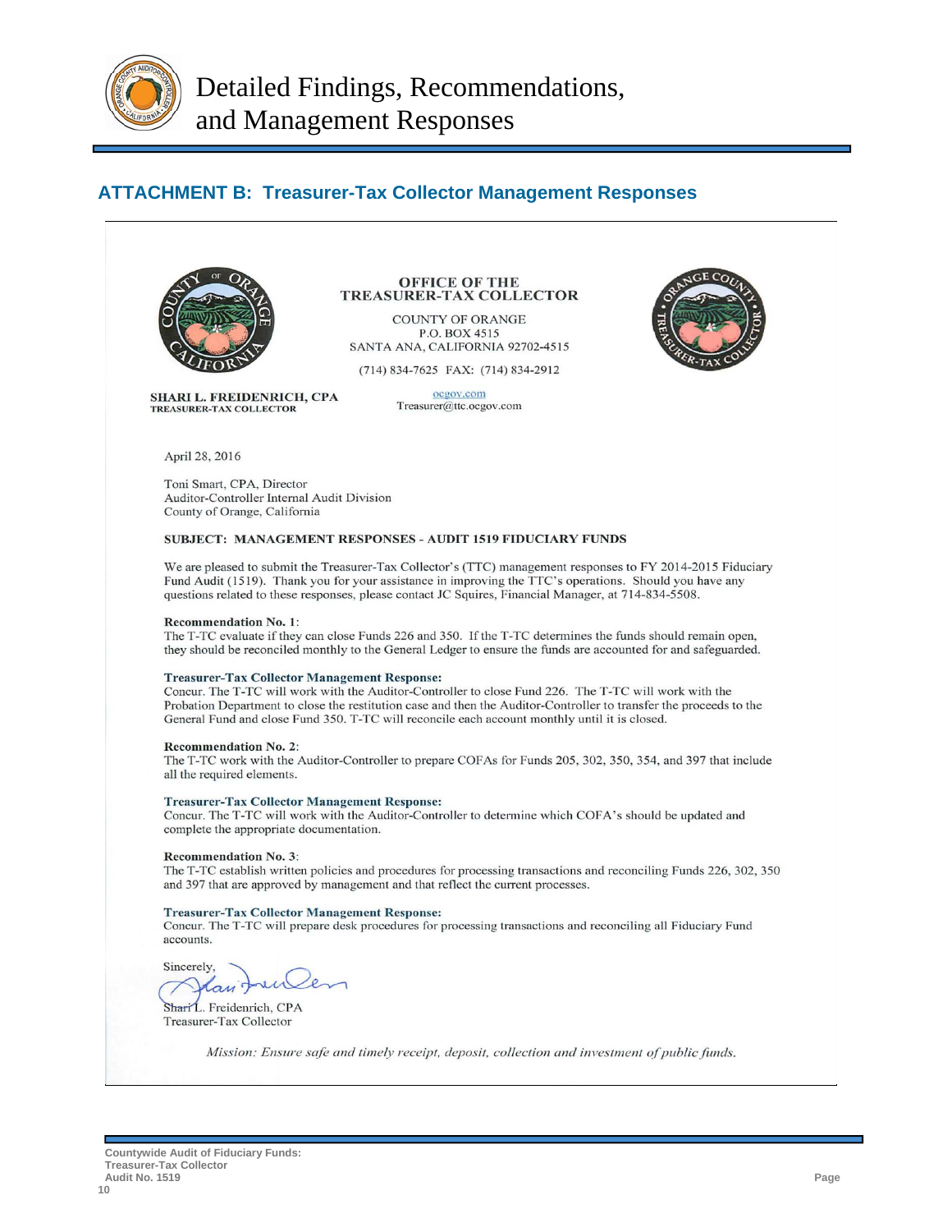# Detailed Findings, Recommendations, and Management Responses

## ATTACHMENT B: Treasurer-Tax Collector Management Responses

**OFFICE OF THE TREASURER-TAX COLLECTOR**

COUNTY OF ORANGE
P.O. BOX 4515
SANTA ANA, CALIFORNIA 92702-4515

(714) 834-7625 FAX: (714) 834-2912

ocgov.com
Treasurer@ttc.ocgov.com

**SHARI L. FREIDENRICH, CPA**
**TREASURER-TAX COLLECTOR**

April 28, 2016

Toni Smart, CPA, Director
Auditor-Controller Internal Audit Division
County of Orange, California

**SUBJECT: MANAGEMENT RESPONSES - AUDIT 1519 FIDUCIARY FUNDS**

We are pleased to submit the Treasurer-Tax Collector's (TTC) management responses to FY 2014-2015 Fiduciary Fund Audit (1519). Thank you for your assistance in improving the TTC's operations. Should you have any questions related to these responses, please contact JC Squires, Financial Manager, at 714-834-5508.

**Recommendation No. 1**:
The T-TC evaluate if they can close Funds 226 and 350. If the T-TC determines the funds should remain open, they should be reconciled monthly to the General Ledger to ensure the funds are accounted for and safeguarded.

**Treasurer-Tax Collector Management Response:**
Concur. The T-TC will work with the Auditor-Controller to close Fund 226. The T-TC will work with the Probation Department to close the restitution case and then the Auditor-Controller to transfer the proceeds to the General Fund and close Fund 350. T-TC will reconcile each account monthly until it is closed.

**Recommendation No. 2**:
The T-TC work with the Auditor-Controller to prepare COFAs for Funds 205, 302, 350, 354, and 397 that include all the required elements.

**Treasurer-Tax Collector Management Response:**
Concur. The T-TC will work with the Auditor-Controller to determine which COFA's should be updated and complete the appropriate documentation.

**Recommendation No. 3**:
The T-TC establish written policies and procedures for processing transactions and reconciling Funds 226, 302, 350 and 397 that are approved by management and that reflect the current processes.

**Treasurer-Tax Collector Management Response:**
Concur. The T-TC will prepare desk procedures for processing transactions and reconciling all Fiduciary Fund accounts.

Sincerely,

Shari L. Freidenrich, CPA
Treasurer-Tax Collector

*Mission: Ensure safe and timely receipt, deposit, collection and investment of public funds.*